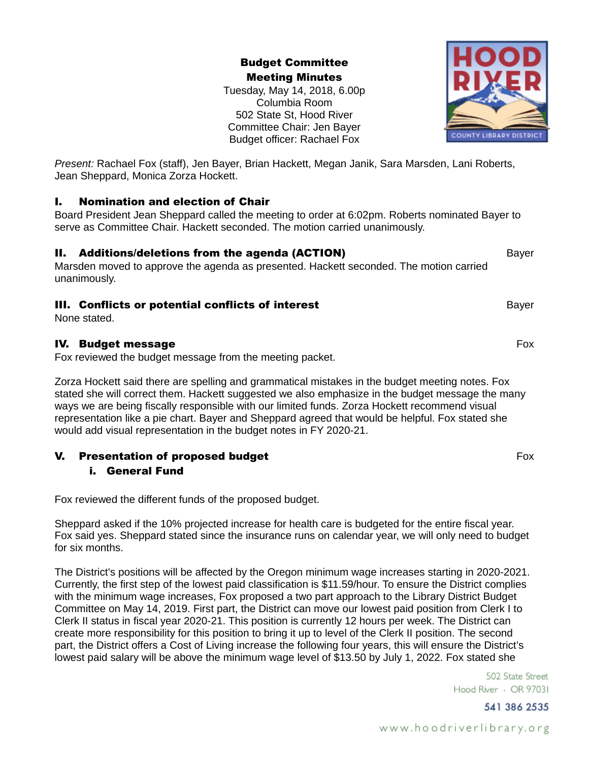**Budget Committee**
**Meeting Minutes**
Tuesday, May 14, 2018, 6.00p
Columbia Room
502 State St, Hood River
Committee Chair: Jen Bayer
Budget officer: Rachael Fox

*Present:* Rachael Fox (staff), Jen Bayer, Brian Hackett, Megan Janik, Sara Marsden, Lani Roberts, Jean Sheppard, Monica Zorza Hockett.

## I. Nomination and election of Chair

Board President Jean Sheppard called the meeting to order at 6:02pm. Roberts nominated Bayer to serve as Committee Chair. Hackett seconded. The motion carried unanimously.

## II. Additions/deletions from the agenda (ACTION) — Bayer

Marsden moved to approve the agenda as presented. Hackett seconded. The motion carried unanimously.

## III. Conflicts or potential conflicts of interest — Bayer

None stated.

## IV. Budget message — Fox

Fox reviewed the budget message from the meeting packet.

Zorza Hockett said there are spelling and grammatical mistakes in the budget meeting notes. Fox stated she will correct them. Hackett suggested we also emphasize in the budget message the many ways we are being fiscally responsible with our limited funds. Zorza Hockett recommend visual representation like a pie chart. Bayer and Sheppard agreed that would be helpful. Fox stated she would add visual representation in the budget notes in FY 2020-21.

## V. Presentation of proposed budget — Fox

### i. General Fund

Fox reviewed the different funds of the proposed budget.

Sheppard asked if the 10% projected increase for health care is budgeted for the entire fiscal year. Fox said yes. Sheppard stated since the insurance runs on calendar year, we will only need to budget for six months.

The District's positions will be affected by the Oregon minimum wage increases starting in 2020-2021. Currently, the first step of the lowest paid classification is $11.59/hour. To ensure the District complies with the minimum wage increases, Fox proposed a two part approach to the Library District Budget Committee on May 14, 2019. First part, the District can move our lowest paid position from Clerk I to Clerk II status in fiscal year 2020-21. This position is currently 12 hours per week. The District can create more responsibility for this position to bring it up to level of the Clerk II position. The second part, the District offers a Cost of Living increase the following four years, this will ensure the District's lowest paid salary will be above the minimum wage level of $13.50 by July 1, 2022. Fox stated she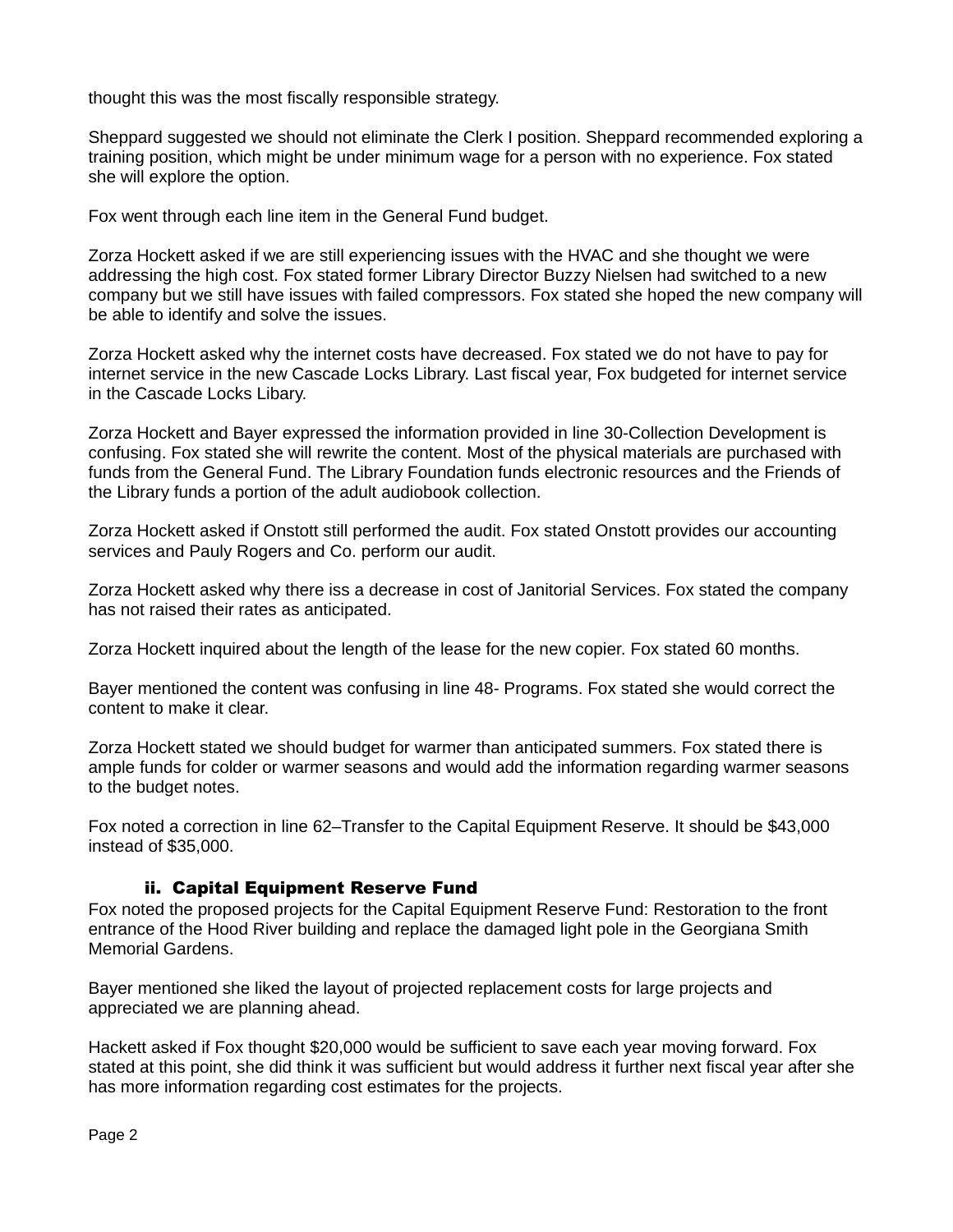thought this was the most fiscally responsible strategy.

Sheppard suggested we should not eliminate the Clerk I position. Sheppard recommended exploring a training position, which might be under minimum wage for a person with no experience. Fox stated she will explore the option.

Fox went through each line item in the General Fund budget.

Zorza Hockett asked if we are still experiencing issues with the HVAC and she thought we were addressing the high cost. Fox stated former Library Director Buzzy Nielsen had switched to a new company but we still have issues with failed compressors. Fox stated she hoped the new company will be able to identify and solve the issues.

Zorza Hockett asked why the internet costs have decreased. Fox stated we do not have to pay for internet service in the new Cascade Locks Library. Last fiscal year, Fox budgeted for internet service in the Cascade Locks Libary.

Zorza Hockett and Bayer expressed the information provided in line 30-Collection Development is confusing. Fox stated she will rewrite the content. Most of the physical materials are purchased with funds from the General Fund. The Library Foundation funds electronic resources and the Friends of the Library funds a portion of the adult audiobook collection.

Zorza Hockett asked if Onstott still performed the audit. Fox stated Onstott provides our accounting services and Pauly Rogers and Co. perform our audit.

Zorza Hockett asked why there iss a decrease in cost of Janitorial Services. Fox stated the company has not raised their rates as anticipated.

Zorza Hockett inquired about the length of the lease for the new copier. Fox stated 60 months.

Bayer mentioned the content was confusing in line 48- Programs. Fox stated she would correct the content to make it clear.

Zorza Hockett stated we should budget for warmer than anticipated summers. Fox stated there is ample funds for colder or warmer seasons and would add the information regarding warmer seasons to the budget notes.

Fox noted a correction in line 62–Transfer to the Capital Equipment Reserve. It should be $43,000 instead of $35,000.

### ii. Capital Equipment Reserve Fund

Fox noted the proposed projects for the Capital Equipment Reserve Fund: Restoration to the front entrance of the Hood River building and replace the damaged light pole in the Georgiana Smith Memorial Gardens.

Bayer mentioned she liked the layout of projected replacement costs for large projects and appreciated we are planning ahead.

Hackett asked if Fox thought $20,000 would be sufficient to save each year moving forward. Fox stated at this point, she did think it was sufficient but would address it further next fiscal year after she has more information regarding cost estimates for the projects.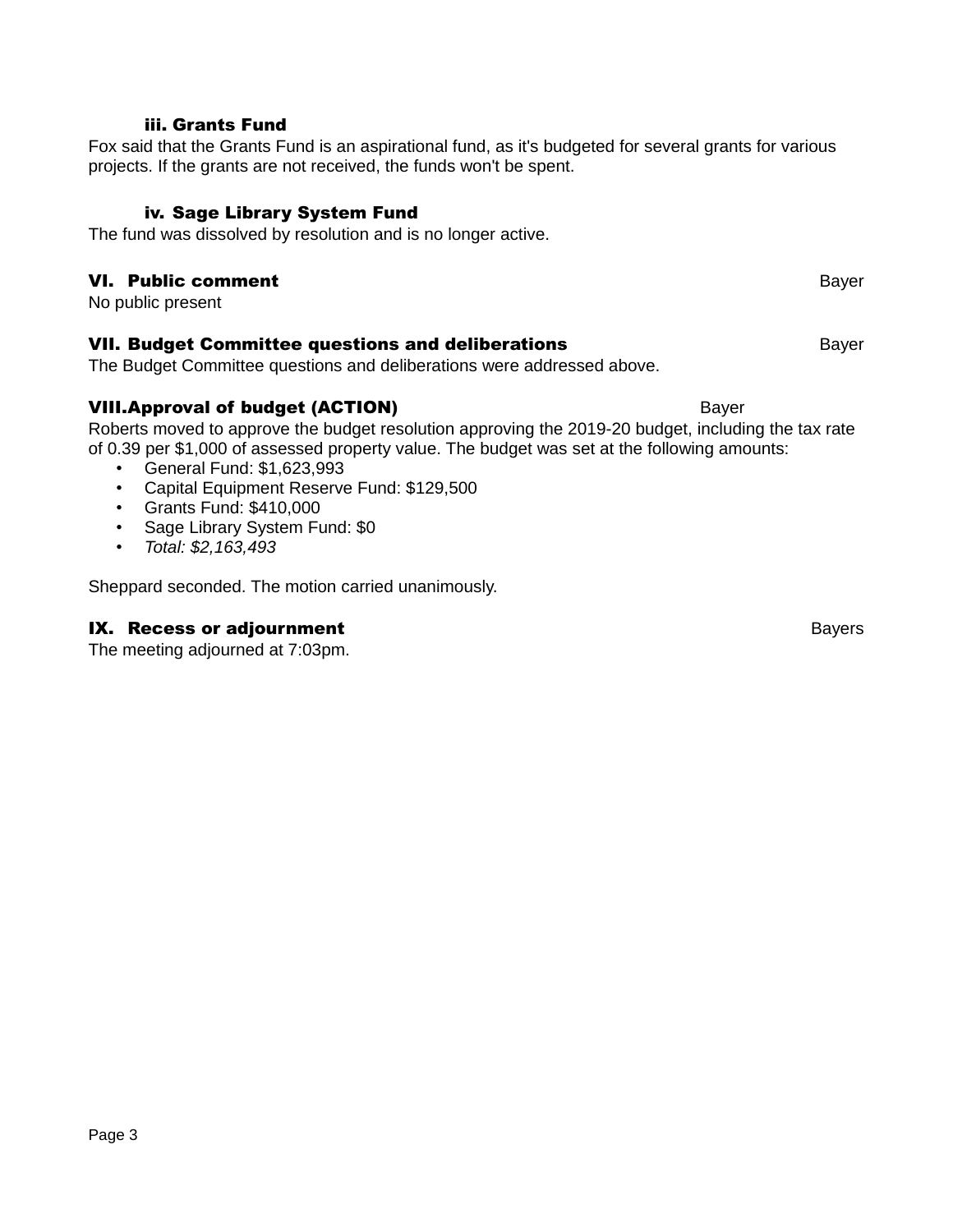#### iii. Grants Fund

Fox said that the Grants Fund is an aspirational fund, as it's budgeted for several grants for various projects. If the grants are not received, the funds won't be spent.

#### iv. Sage Library System Fund

The fund was dissolved by resolution and is no longer active.

### VI. Public comment — Bayer

No public present

### VII. Budget Committee questions and deliberations — Bayer

The Budget Committee questions and deliberations were addressed above.

### VIII. Approval of budget (ACTION) — Bayer

Roberts moved to approve the budget resolution approving the 2019-20 budget, including the tax rate of 0.39 per $1,000 of assessed property value. The budget was set at the following amounts:

- General Fund: $1,623,993
- Capital Equipment Reserve Fund: $129,500
- Grants Fund: $410,000
- Sage Library System Fund: $0
- *Total: $2,163,493*

Sheppard seconded. The motion carried unanimously.

### IX. Recess or adjournment — Bayers

The meeting adjourned at 7:03pm.